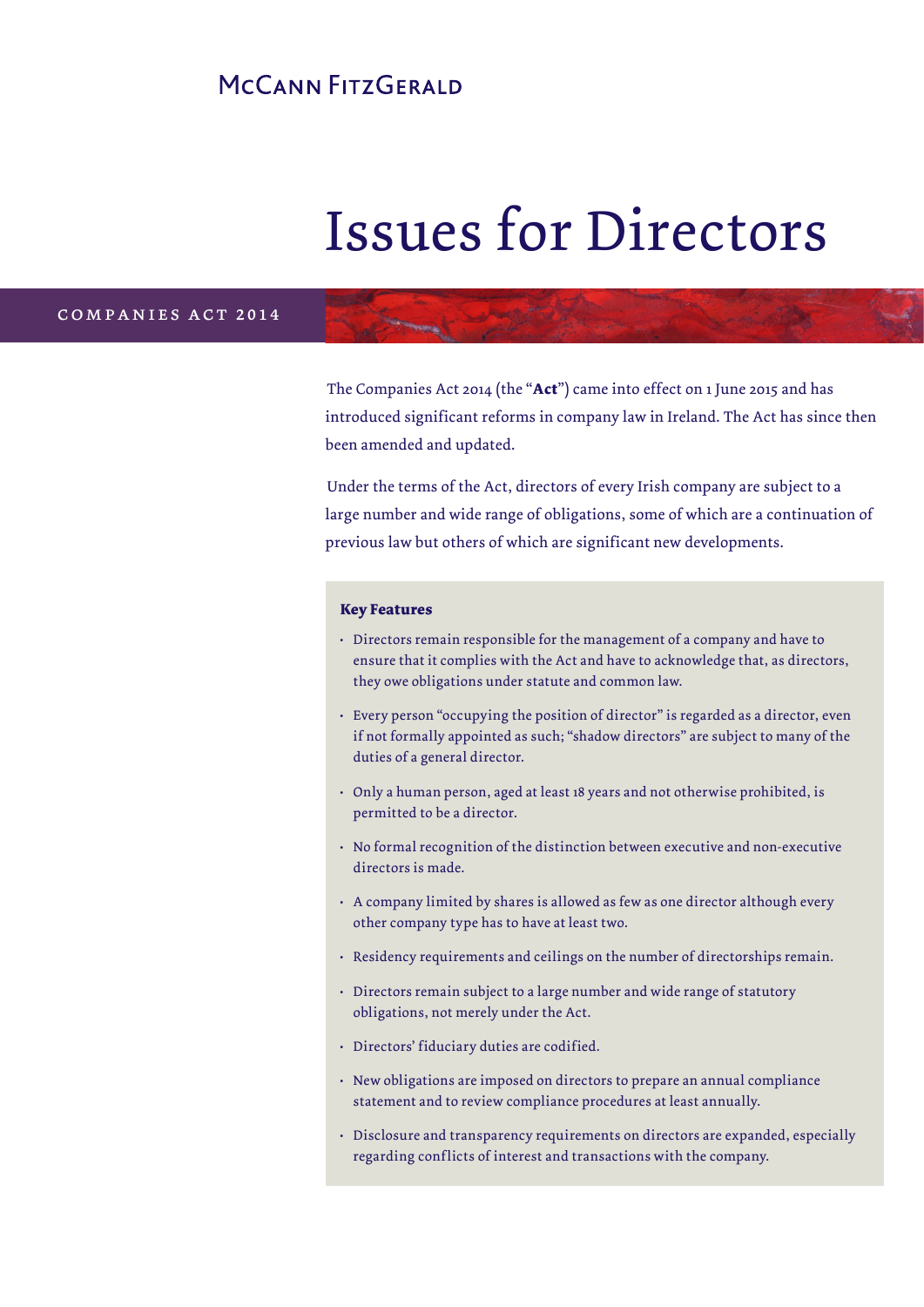McCann FitzGerald

# Issues for Directors

COMPANIES ACT 2014

The Companies Act 2014 (the "**Act**") came into effect on 1 June 2015 and has introduced significant reforms in company law in Ireland. The Act has since then been amended and updated.

Under the terms of the Act, directors of every Irish company are subject to a large number and wide range of obligations, some of which are a continuation of previous law but others of which are significant new developments.

### Key Features

- Directors remain responsible for the management of a company and have to ensure that it complies with the Act and have to acknowledge that, as directors, they owe obligations under statute and common law.
- Every person "occupying the position of director" is regarded as a director, even if not formally appointed as such; "shadow directors" are subject to many of the duties of a general director.
- Only a human person, aged at least 18 years and not otherwise prohibited, is permitted to be a director.
- No formal recognition of the distinction between executive and non-executive directors is made.
- A company limited by shares is allowed as few as one director although every other company type has to have at least two.
- Residency requirements and ceilings on the number of directorships remain.
- Directors remain subject to a large number and wide range of statutory obligations, not merely under the Act.
- Directors' fiduciary duties are codified.
- New obligations are imposed on directors to prepare an annual compliance statement and to review compliance procedures at least annually.
- Disclosure and transparency requirements on directors are expanded, especially regarding conflicts of interest and transactions with the company.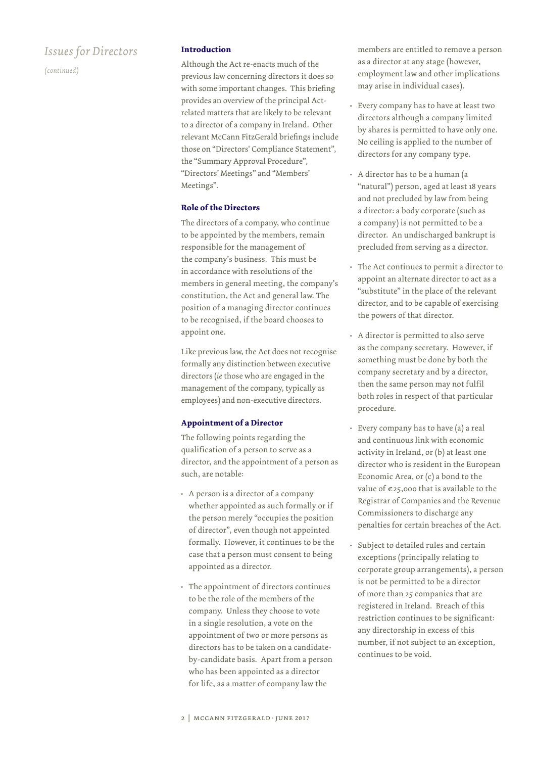## Introduction

Although the Act re-enacts much of the previous law concerning directors it does so with some important changes. This briefing provides an overview of the principal Act-related matters that are likely to be relevant to a director of a company in Ireland. Other relevant McCann FitzGerald briefings include those on "Directors' Compliance Statement", the "Summary Approval Procedure", "Directors' Meetings" and "Members' Meetings".

## Role of the Directors

The directors of a company, who continue to be appointed by the members, remain responsible for the management of the company's business. This must be in accordance with resolutions of the members in general meeting, the company's constitution, the Act and general law. The position of a managing director continues to be recognised, if the board chooses to appoint one.

Like previous law, the Act does not recognise formally any distinction between executive directors (*ie* those who are engaged in the management of the company, typically as employees) and non-executive directors.

## Appointment of a Director

The following points regarding the qualification of a person to serve as a director, and the appointment of a person as such, are notable:

- A person is a director of a company whether appointed as such formally or if the person merely "occupies the position of director", even though not appointed formally. However, it continues to be the case that a person must consent to being appointed as a director.
- The appointment of directors continues to be the role of the members of the company. Unless they choose to vote in a single resolution, a vote on the appointment of two or more persons as directors has to be taken on a candidate-by-candidate basis. Apart from a person who has been appointed as a director for life, as a matter of company law the members are entitled to remove a person as a director at any stage (however, employment law and other implications may arise in individual cases).
- Every company has to have at least two directors although a company limited by shares is permitted to have only one. No ceiling is applied to the number of directors for any company type.
- A director has to be a human (a "natural") person, aged at least 18 years and not precluded by law from being a director: a body corporate (such as a company) is not permitted to be a director. An undischarged bankrupt is precluded from serving as a director.
- The Act continues to permit a director to appoint an alternate director to act as a "substitute" in the place of the relevant director, and to be capable of exercising the powers of that director.
- A director is permitted to also serve as the company secretary. However, if something must be done by both the company secretary and by a director, then the same person may not fulfil both roles in respect of that particular procedure.
- Every company has to have (a) a real and continuous link with economic activity in Ireland, or (b) at least one director who is resident in the European Economic Area, or (c) a bond to the value of €25,000 that is available to the Registrar of Companies and the Revenue Commissioners to discharge any penalties for certain breaches of the Act.
- Subject to detailed rules and certain exceptions (principally relating to corporate group arrangements), a person is not be permitted to be a director of more than 25 companies that are registered in Ireland. Breach of this restriction continues to be significant: any directorship in excess of this number, if not subject to an exception, continues to be void.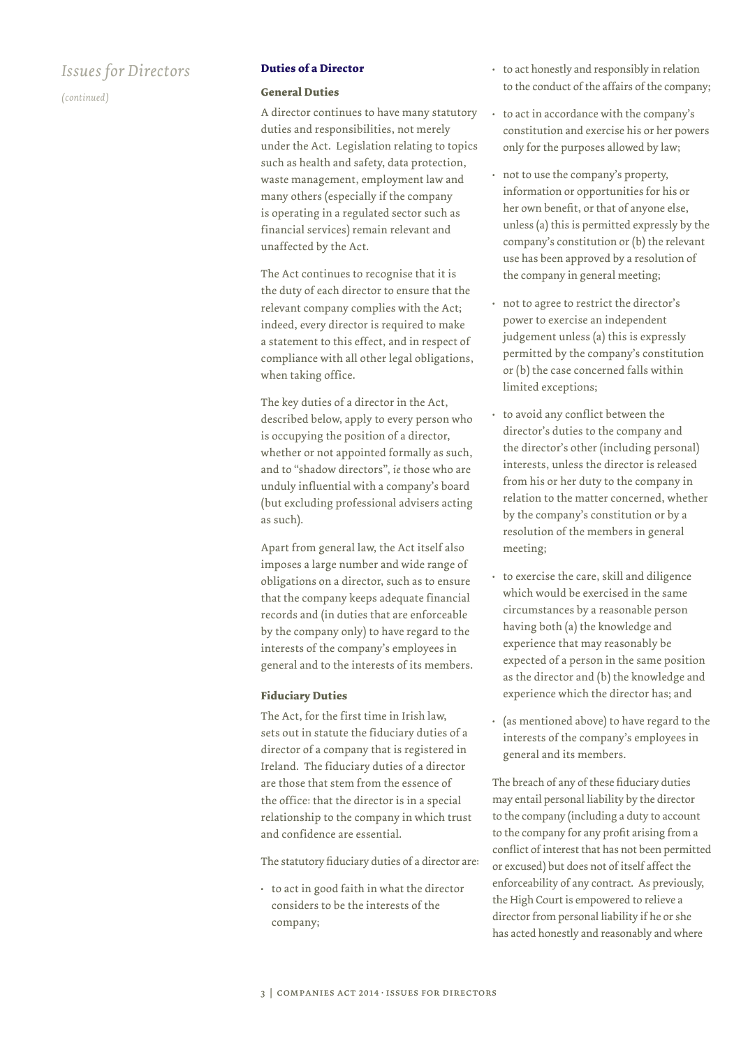## Duties of a Director

### General Duties

A director continues to have many statutory duties and responsibilities, not merely under the Act. Legislation relating to topics such as health and safety, data protection, waste management, employment law and many others (especially if the company is operating in a regulated sector such as financial services) remain relevant and unaffected by the Act.

The Act continues to recognise that it is the duty of each director to ensure that the relevant company complies with the Act; indeed, every director is required to make a statement to this effect, and in respect of compliance with all other legal obligations, when taking office.

The key duties of a director in the Act, described below, apply to every person who is occupying the position of a director, whether or not appointed formally as such, and to "shadow directors", *ie* those who are unduly influential with a company's board (but excluding professional advisers acting as such).

Apart from general law, the Act itself also imposes a large number and wide range of obligations on a director, such as to ensure that the company keeps adequate financial records and (in duties that are enforceable by the company only) to have regard to the interests of the company's employees in general and to the interests of its members.

### Fiduciary Duties

The Act, for the first time in Irish law, sets out in statute the fiduciary duties of a director of a company that is registered in Ireland. The fiduciary duties of a director are those that stem from the essence of the office: that the director is in a special relationship to the company in which trust and confidence are essential.

The statutory fiduciary duties of a director are:

- to act in good faith in what the director considers to be the interests of the company;
- to act honestly and responsibly in relation to the conduct of the affairs of the company;
- to act in accordance with the company's constitution and exercise his or her powers only for the purposes allowed by law;
- not to use the company's property, information or opportunities for his or her own benefit, or that of anyone else, unless (a) this is permitted expressly by the company's constitution or (b) the relevant use has been approved by a resolution of the company in general meeting;
- not to agree to restrict the director's power to exercise an independent judgement unless (a) this is expressly permitted by the company's constitution or (b) the case concerned falls within limited exceptions;
- to avoid any conflict between the director's duties to the company and the director's other (including personal) interests, unless the director is released from his or her duty to the company in relation to the matter concerned, whether by the company's constitution or by a resolution of the members in general meeting;
- to exercise the care, skill and diligence which would be exercised in the same circumstances by a reasonable person having both (a) the knowledge and experience that may reasonably be expected of a person in the same position as the director and (b) the knowledge and experience which the director has; and
- (as mentioned above) to have regard to the interests of the company's employees in general and its members.

The breach of any of these fiduciary duties may entail personal liability by the director to the company (including a duty to account to the company for any profit arising from a conflict of interest that has not been permitted or excused) but does not of itself affect the enforceability of any contract. As previously, the High Court is empowered to relieve a director from personal liability if he or she has acted honestly and reasonably and where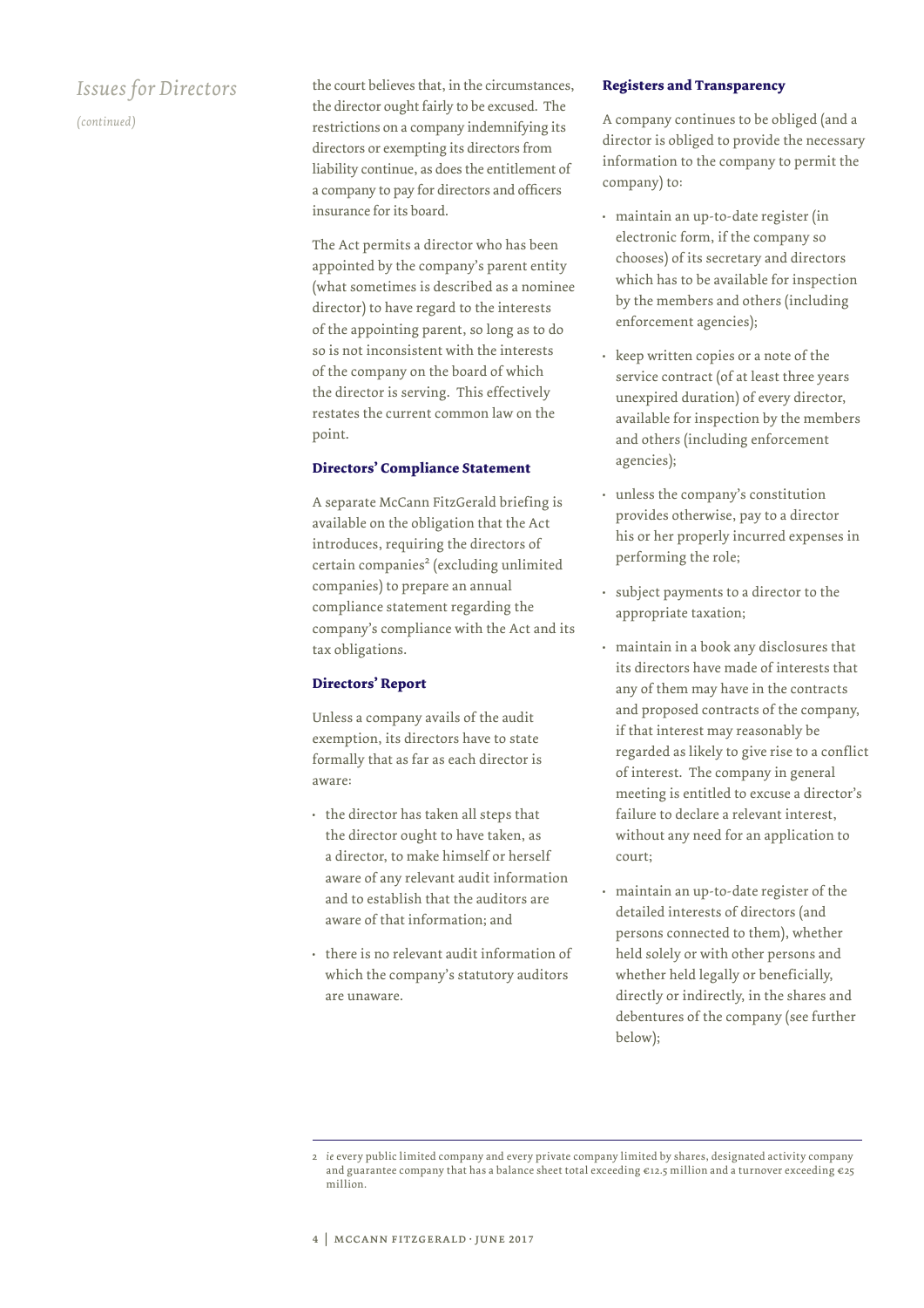*Issues for Directors*

*(continued)*

the court believes that, in the circumstances, the director ought fairly to be excused. The restrictions on a company indemnifying its directors or exempting its directors from liability continue, as does the entitlement of a company to pay for directors and officers insurance for its board.

The Act permits a director who has been appointed by the company's parent entity (what sometimes is described as a nominee director) to have regard to the interests of the appointing parent, so long as to do so is not inconsistent with the interests of the company on the board of which the director is serving. This effectively restates the current common law on the point.

**Directors' Compliance Statement**

A separate McCann FitzGerald briefing is available on the obligation that the Act introduces, requiring the directors of certain companies[2] (excluding unlimited companies) to prepare an annual compliance statement regarding the company's compliance with the Act and its tax obligations.

**Directors' Report**

Unless a company avails of the audit exemption, its directors have to state formally that as far as each director is aware:

- the director has taken all steps that the director ought to have taken, as a director, to make himself or herself aware of any relevant audit information and to establish that the auditors are aware of that information; and
- there is no relevant audit information of which the company's statutory auditors are unaware.

**Registers and Transparency**

A company continues to be obliged (and a director is obliged to provide the necessary information to the company to permit the company) to:

- maintain an up-to-date register (in electronic form, if the company so chooses) of its secretary and directors which has to be available for inspection by the members and others (including enforcement agencies);
- keep written copies or a note of the service contract (of at least three years unexpired duration) of every director, available for inspection by the members and others (including enforcement agencies);
- unless the company's constitution provides otherwise, pay to a director his or her properly incurred expenses in performing the role;
- subject payments to a director to the appropriate taxation;
- maintain in a book any disclosures that its directors have made of interests that any of them may have in the contracts and proposed contracts of the company, if that interest may reasonably be regarded as likely to give rise to a conflict of interest. The company in general meeting is entitled to excuse a director's failure to declare a relevant interest, without any need for an application to court;
- maintain an up-to-date register of the detailed interests of directors (and persons connected to them), whether held solely or with other persons and whether held legally or beneficially, directly or indirectly, in the shares and debentures of the company (see further below);

---

2 *ie* every public limited company and every private company limited by shares, designated activity company and guarantee company that has a balance sheet total exceeding €12.5 million and a turnover exceeding €25 million.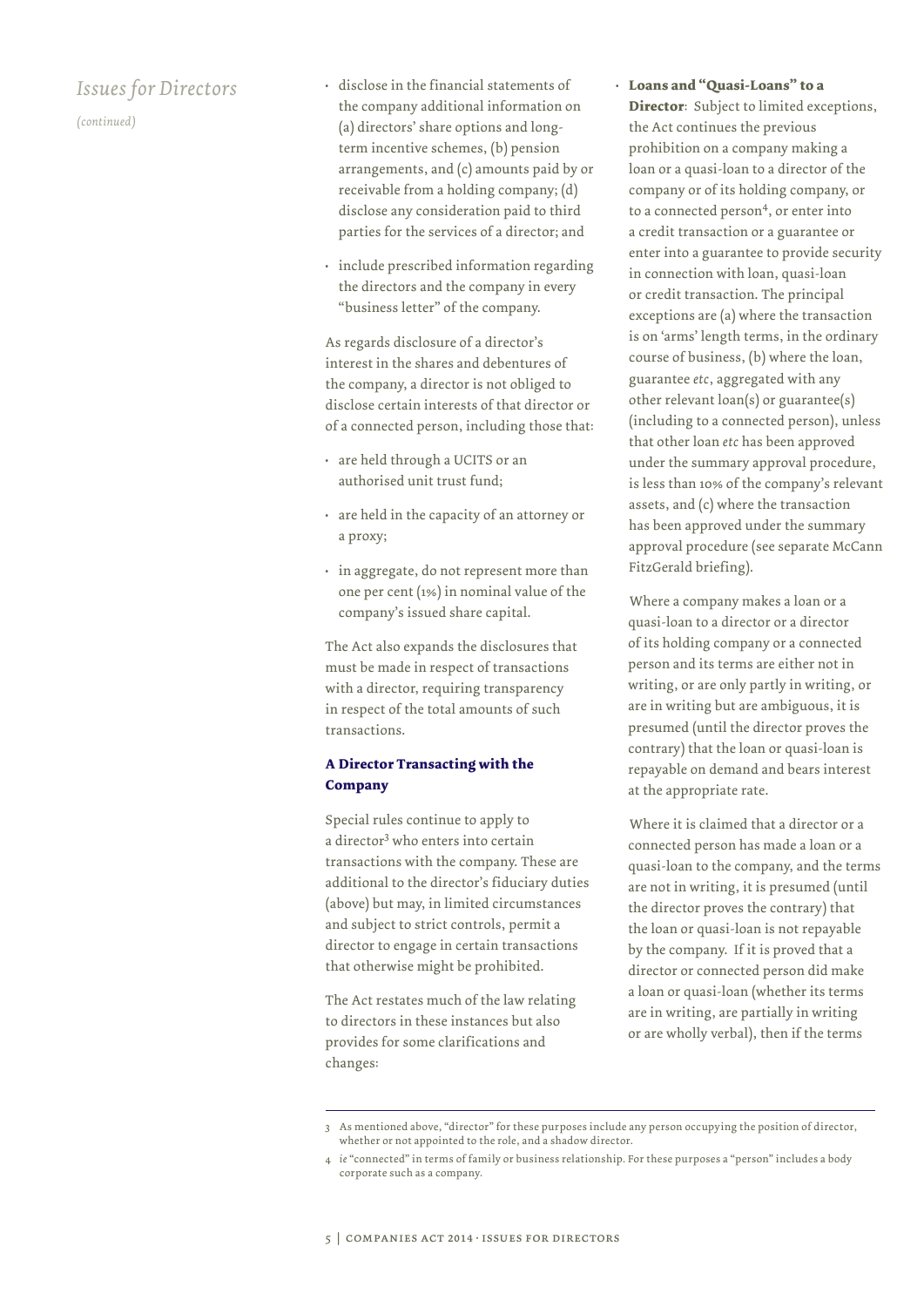## Issues for Directors

*(continued)*

- disclose in the financial statements of the company additional information on (a) directors' share options and long-term incentive schemes, (b) pension arrangements, and (c) amounts paid by or receivable from a holding company; (d) disclose any consideration paid to third parties for the services of a director; and
- include prescribed information regarding the directors and the company in every "business letter" of the company.

As regards disclosure of a director's interest in the shares and debentures of the company, a director is not obliged to disclose certain interests of that director or of a connected person, including those that:

- are held through a UCITS or an authorised unit trust fund;
- are held in the capacity of an attorney or a proxy;
- in aggregate, do not represent more than one per cent (1%) in nominal value of the company's issued share capital.

The Act also expands the disclosures that must be made in respect of transactions with a director, requiring transparency in respect of the total amounts of such transactions.

### A Director Transacting with the Company

Special rules continue to apply to a director[3] who enters into certain transactions with the company. These are additional to the director's fiduciary duties (above) but may, in limited circumstances and subject to strict controls, permit a director to engage in certain transactions that otherwise might be prohibited.

The Act restates much of the law relating to directors in these instances but also provides for some clarifications and changes:

- **Loans and "Quasi-Loans" to a Director**: Subject to limited exceptions, the Act continues the previous prohibition on a company making a loan or a quasi-loan to a director of the company or of its holding company, or to a connected person[4], or enter into a credit transaction or a guarantee or enter into a guarantee to provide security in connection with loan, quasi-loan or credit transaction. The principal exceptions are (a) where the transaction is on 'arms' length terms, in the ordinary course of business, (b) where the loan, guarantee *etc*, aggregated with any other relevant loan(s) or guarantee(s) (including to a connected person), unless that other loan *etc* has been approved under the summary approval procedure, is less than 10% of the company's relevant assets, and (c) where the transaction has been approved under the summary approval procedure (see separate McCann FitzGerald briefing).

  Where a company makes a loan or a quasi-loan to a director or a director of its holding company or a connected person and its terms are either not in writing, or are only partly in writing, or are in writing but are ambiguous, it is presumed (until the director proves the contrary) that the loan or quasi-loan is repayable on demand and bears interest at the appropriate rate.

  Where it is claimed that a director or a connected person has made a loan or a quasi-loan to the company, and the terms are not in writing, it is presumed (until the director proves the contrary) that the loan or quasi-loan is not repayable by the company. If it is proved that a director or connected person did make a loan or quasi-loan (whether its terms are in writing, are partially in writing or are wholly verbal), then if the terms

---

3 As mentioned above, "director" for these purposes include any person occupying the position of director, whether or not appointed to the role, and a shadow director.

4 *ie* "connected" in terms of family or business relationship. For these purposes a "person" includes a body corporate such as a company.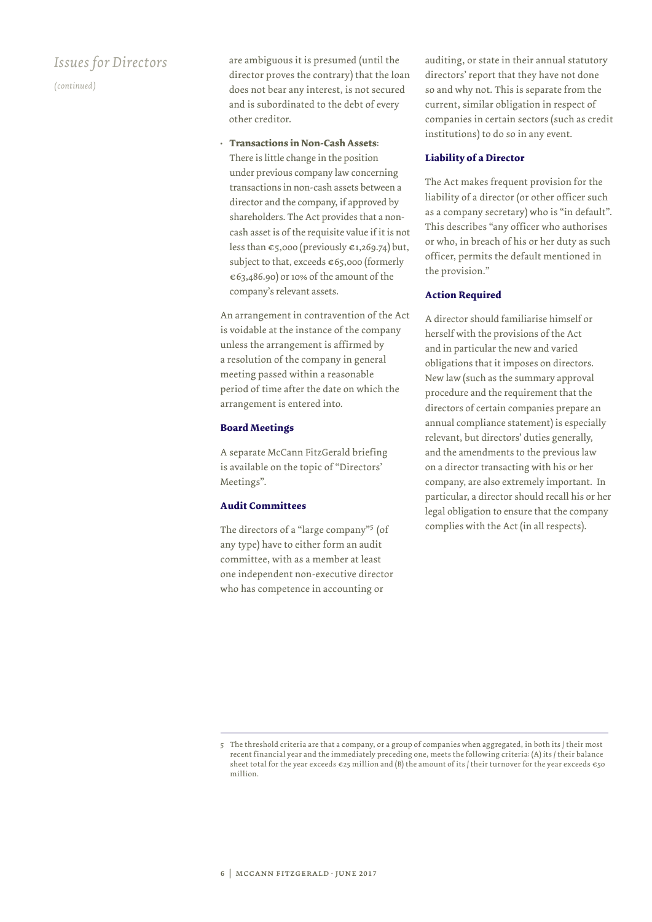are ambiguous it is presumed (until the director proves the contrary) that the loan does not bear any interest, is not secured and is subordinated to the debt of every other creditor.

- **Transactions in Non-Cash Assets**: There is little change in the position under previous company law concerning transactions in non-cash assets between a director and the company, if approved by shareholders. The Act provides that a non-cash asset is of the requisite value if it is not less than €5,000 (previously €1,269.74) but, subject to that, exceeds €65,000 (formerly €63,486.90) or 10% of the amount of the company's relevant assets.

An arrangement in contravention of the Act is voidable at the instance of the company unless the arrangement is affirmed by a resolution of the company in general meeting passed within a reasonable period of time after the date on which the arrangement is entered into.

### Board Meetings

A separate McCann FitzGerald briefing is available on the topic of "Directors' Meetings".

### Audit Committees

The directors of a "large company"[5] (of any type) have to either form an audit committee, with as a member at least one independent non-executive director who has competence in accounting or auditing, or state in their annual statutory directors' report that they have not done so and why not. This is separate from the current, similar obligation in respect of companies in certain sectors (such as credit institutions) to do so in any event.

### Liability of a Director

The Act makes frequent provision for the liability of a director (or other officer such as a company secretary) who is "in default". This describes "any officer who authorises or who, in breach of his or her duty as such officer, permits the default mentioned in the provision."

### Action Required

A director should familiarise himself or herself with the provisions of the Act and in particular the new and varied obligations that it imposes on directors. New law (such as the summary approval procedure and the requirement that the directors of certain companies prepare an annual compliance statement) is especially relevant, but directors' duties generally, and the amendments to the previous law on a director transacting with his or her company, are also extremely important. In particular, a director should recall his or her legal obligation to ensure that the company complies with the Act (in all respects).

---

5 The threshold criteria are that a company, or a group of companies when aggregated, in both its / their most recent financial year and the immediately preceding one, meets the following criteria: (A) its / their balance sheet total for the year exceeds €25 million and (B) the amount of its / their turnover for the year exceeds €50 million.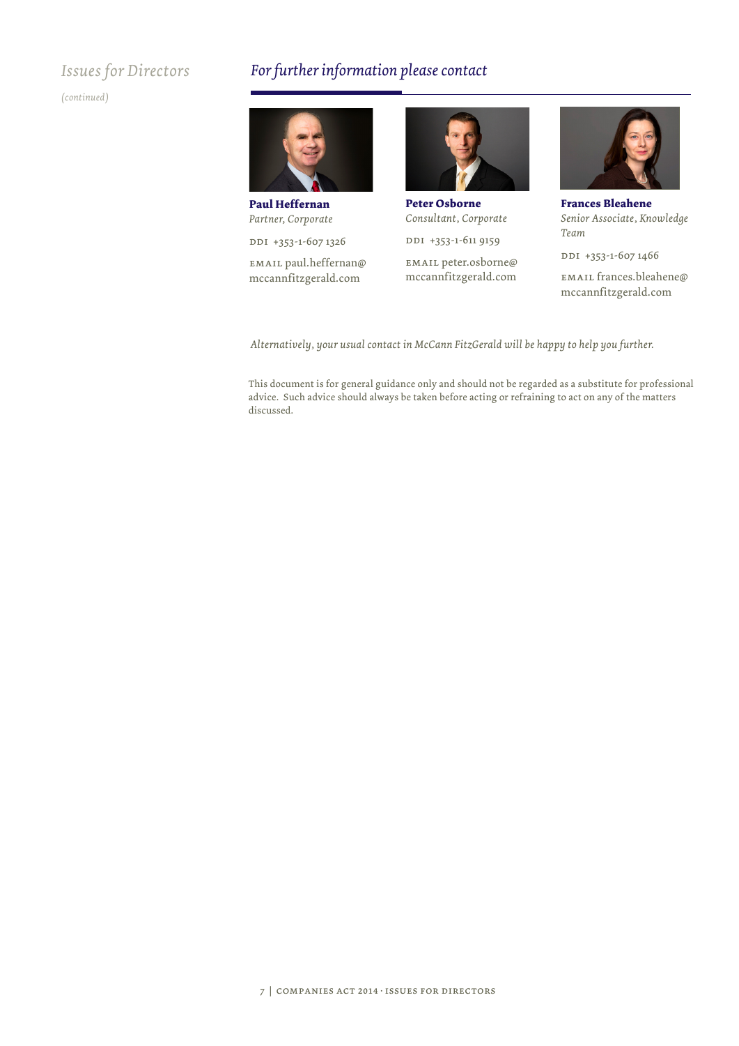*Issues for Directors*

*(continued)*

## *For further information please contact*

**Paul Heffernan**
*Partner, Corporate*

DDI +353-1-607 1326

EMAIL paul.heffernan@mccannfitzgerald.com

**Peter Osborne**
*Consultant, Corporate*

DDI +353-1-611 9159

EMAIL peter.osborne@mccannfitzgerald.com

**Frances Bleahene**
*Senior Associate, Knowledge Team*

DDI +353-1-607 1466

EMAIL frances.bleahene@mccannfitzgerald.com

*Alternatively, your usual contact in McCann FitzGerald will be happy to help you further.*

This document is for general guidance only and should not be regarded as a substitute for professional advice. Such advice should always be taken before acting or refraining to act on any of the matters discussed.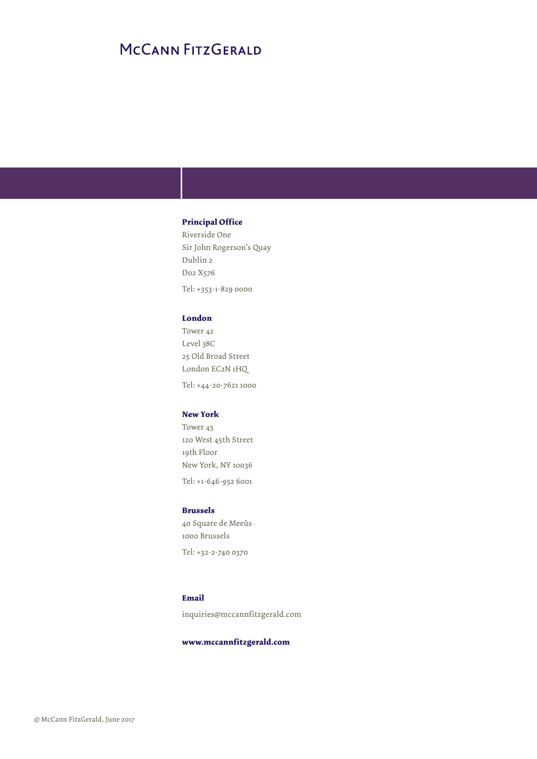# McCann FitzGerald

**Principal Office**
Riverside One
Sir John Rogerson's Quay
Dublin 2
D02 X576

Tel: +353-1-829 0000

**London**
Tower 42
Level 38C
25 Old Broad Street
London EC2N 1HQ

Tel: +44-20-7621 1000

**New York**
Tower 45
120 West 45th Street
19th Floor
New York, NY 10036

Tel: +1-646-952 6001

**Brussels**
40 Square de Meeûs
1000 Brussels

Tel: +32-2-740 0370

**Email**

inquiries@mccannfitzgerald.com

**www.mccannfitzgerald.com**

© McCann FitzGerald, June 2017